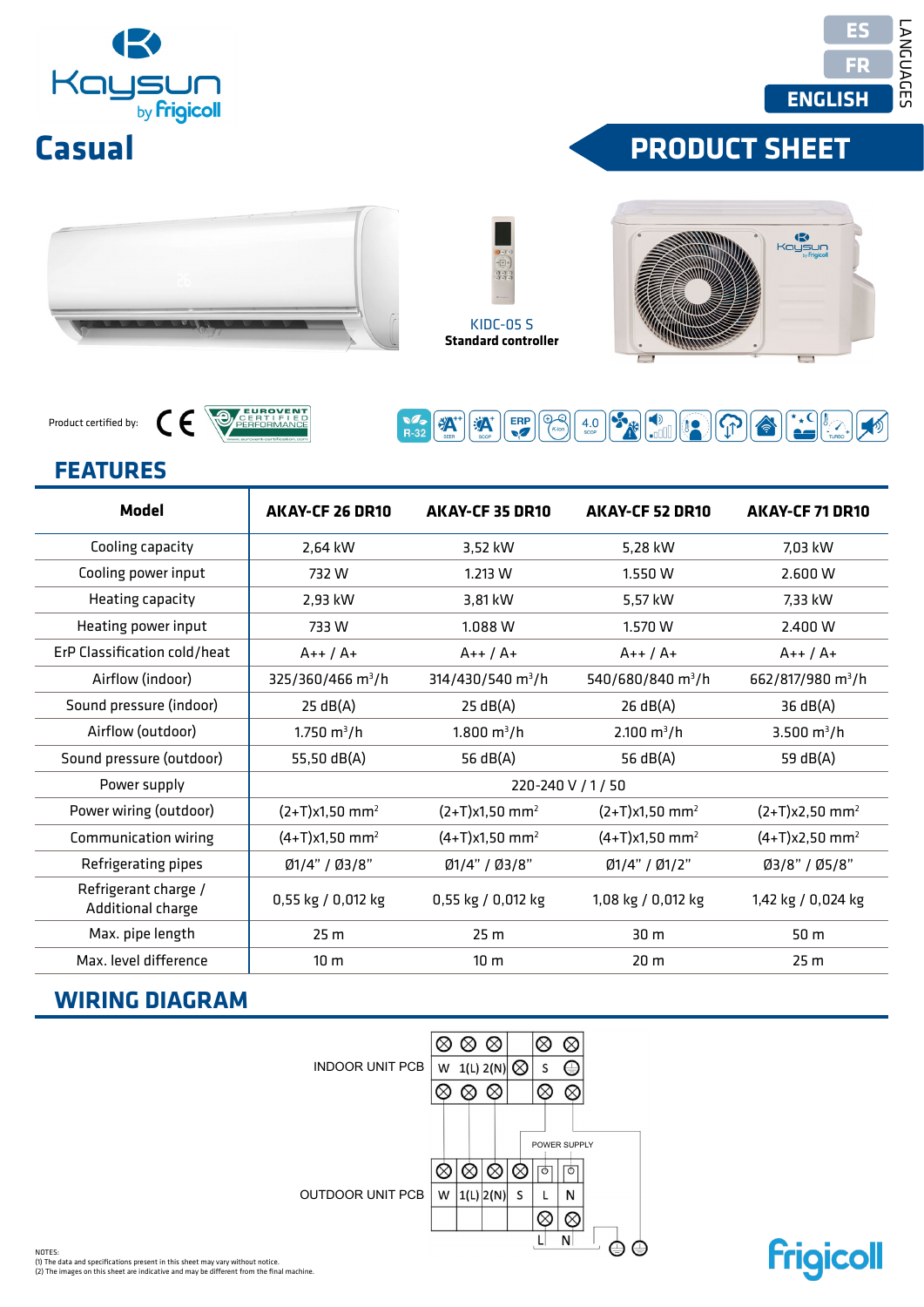ES
FR
ENGLISH
LANGUAGES

Kaysun by Frigicoll

# Casual

# PRODUCT SHEET

KIDC-05 S
**Standard controller**

Product certified by:

## FEATURES

| Model | AKAY-CF 26 DR10 | AKAY-CF 35 DR10 | AKAY-CF 52 DR10 | AKAY-CF 71 DR10 |
|---|---|---|---|---|
| Cooling capacity | 2,64 kW | 3,52 kW | 5,28 kW | 7,03 kW |
| Cooling power input | 732 W | 1.213 W | 1.550 W | 2.600 W |
| Heating capacity | 2,93 kW | 3,81 kW | 5,57 kW | 7,33 kW |
| Heating power input | 733 W | 1.088 W | 1.570 W | 2.400 W |
| ErP Classification cold/heat | A++ / A+ | A++ / A+ | A++ / A+ | A++ / A+ |
| Airflow (indoor) | 325/360/466 $m^3$/h | 314/430/540 $m^3$/h | 540/680/840 $m^3$/h | 662/817/980 $m^3$/h |
| Sound pressure (indoor) | 25 dB(A) | 25 dB(A) | 26 dB(A) | 36 dB(A) |
| Airflow (outdoor) | 1.750 $m^3$/h | 1.800 $m^3$/h | 2.100 $m^3$/h | 3.500 $m^3$/h |
| Sound pressure (outdoor) | 55,50 dB(A) | 56 dB(A) | 56 dB(A) | 59 dB(A) |
| Power supply | 220-240 V / 1 / 50 | | | |
| Power wiring (outdoor) | (2+T)x1,50 $mm^2$ | (2+T)x1,50 $mm^2$ | (2+T)x1,50 $mm^2$ | (2+T)x2,50 $mm^2$ |
| Communication wiring | (4+T)x1,50 $mm^2$ | (4+T)x1,50 $mm^2$ | (4+T)x1,50 $mm^2$ | (4+T)x2,50 $mm^2$ |
| Refrigerating pipes | Ø1/4" / Ø3/8" | Ø1/4" / Ø3/8" | Ø1/4" / Ø1/2" | Ø3/8" / Ø5/8" |
| Refrigerant charge / Additional charge | 0,55 kg / 0,012 kg | 0,55 kg / 0,012 kg | 1,08 kg / 0,012 kg | 1,42 kg / 0,024 kg |
| Max. pipe length | 25 m | 25 m | 30 m | 50 m |
| Max. level difference | 10 m | 10 m | 20 m | 25 m |

## WIRING DIAGRAM

INDOOR UNIT PCB: W | 1(L) | 2(N) | S

POWER SUPPLY

OUTDOOR UNIT PCB: W | 1(L) | 2(N) | S | L | N

L N

NOTES:
(1) The data and specifications present in this sheet may vary without notice.
(2) The images on this sheet are indicative and may be different from the final machine.

Frigicoll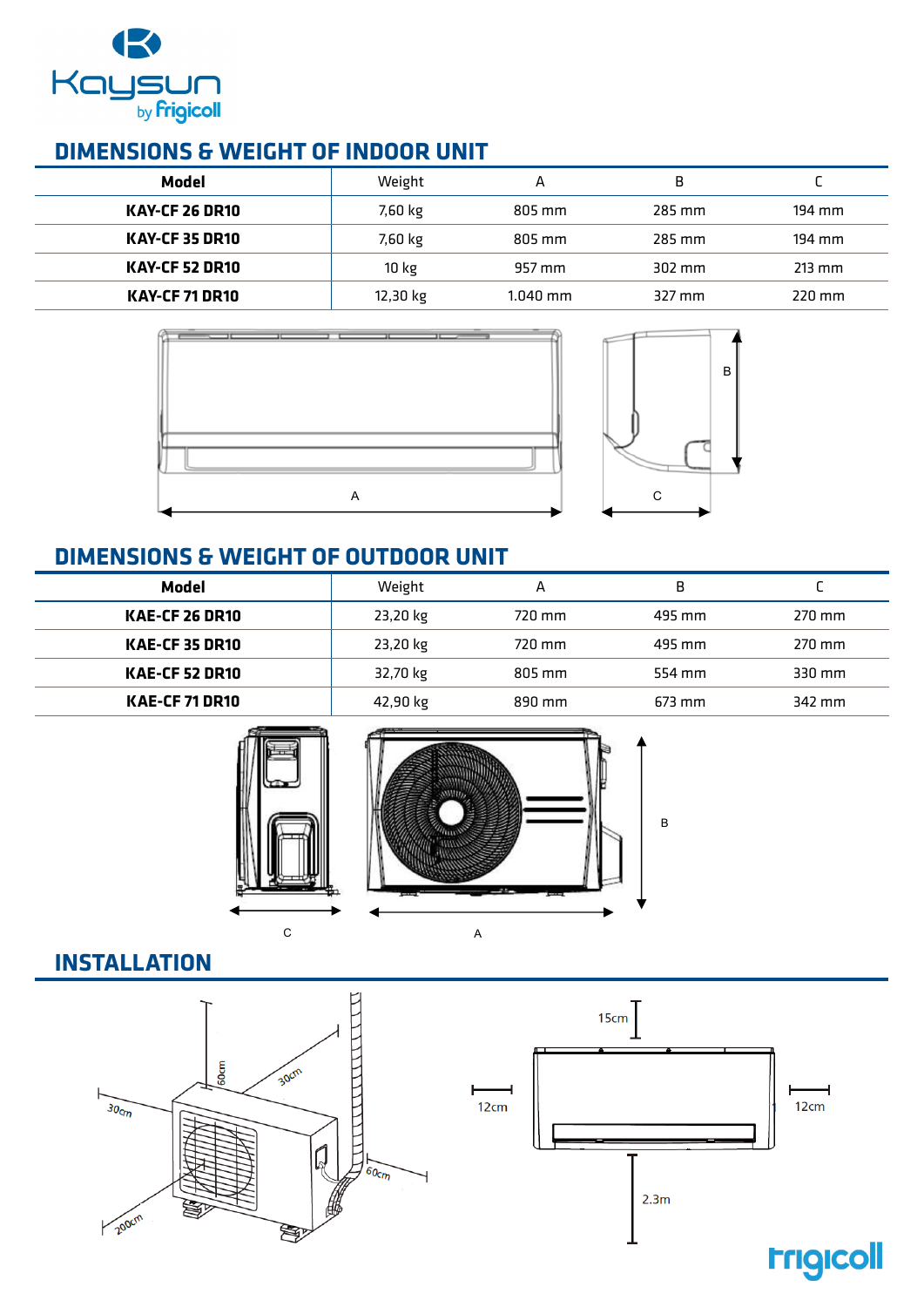## DIMENSIONS & WEIGHT OF INDOOR UNIT

| Model | Weight | A | B | C |
|---|---|---|---|---|
| **KAY-CF 26 DR10** | 7,60 kg | 805 mm | 285 mm | 194 mm |
| **KAY-CF 35 DR10** | 7,60 kg | 805 mm | 285 mm | 194 mm |
| **KAY-CF 52 DR10** | 10 kg | 957 mm | 302 mm | 213 mm |
| **KAY-CF 71 DR10** | 12,30 kg | 1.040 mm | 327 mm | 220 mm |

A

B

C

## DIMENSIONS & WEIGHT OF OUTDOOR UNIT

| Model | Weight | A | B | C |
|---|---|---|---|---|
| **KAE-CF 26 DR10** | 23,20 kg | 720 mm | 495 mm | 270 mm |
| **KAE-CF 35 DR10** | 23,20 kg | 720 mm | 495 mm | 270 mm |
| **KAE-CF 52 DR10** | 32,70 kg | 805 mm | 554 mm | 330 mm |
| **KAE-CF 71 DR10** | 42,90 kg | 890 mm | 673 mm | 342 mm |

B

C

A

## INSTALLATION

30cm

60cm

30cm

60cm

200cm

15cm

12cm

12cm

2.3m